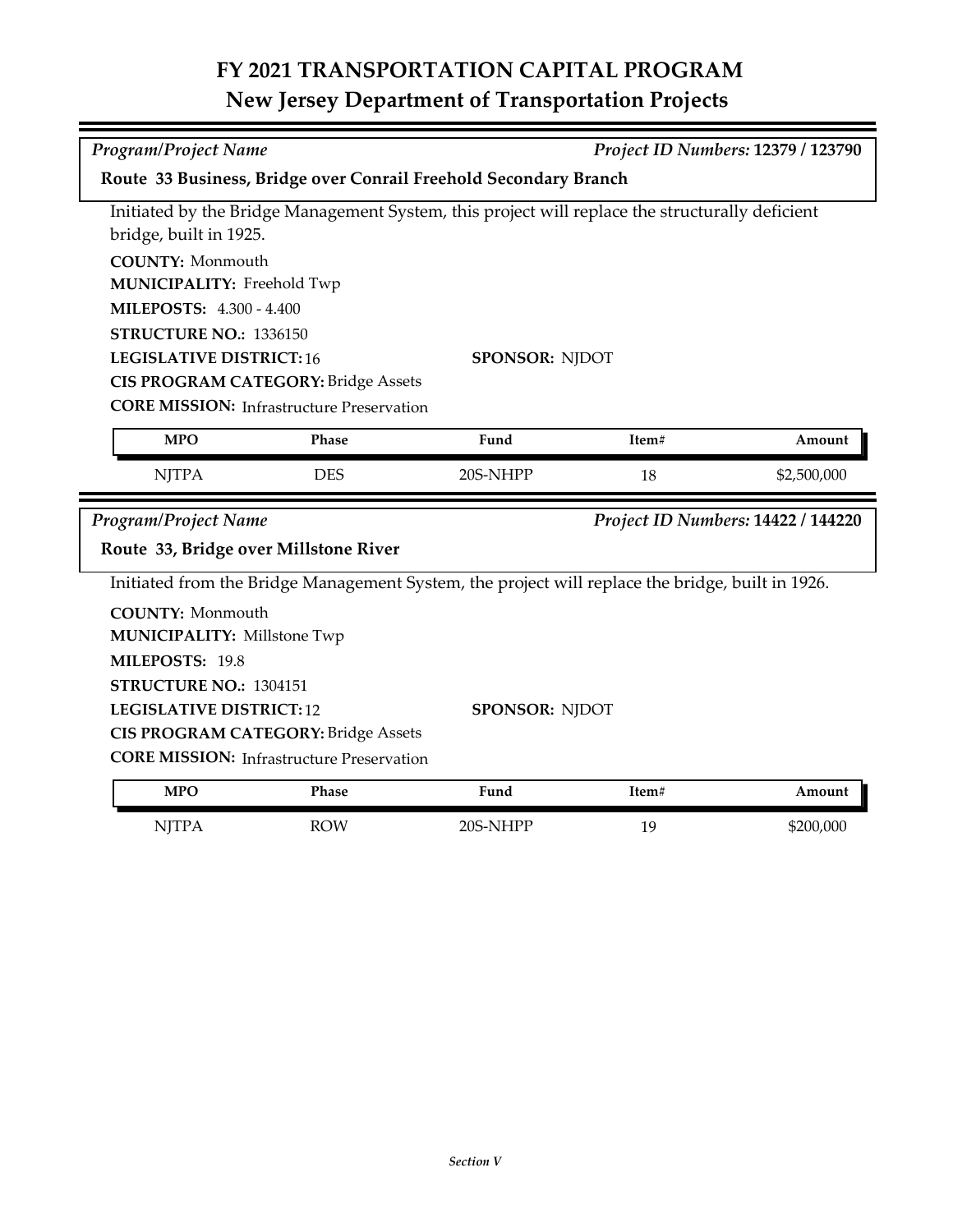# FY 2021 TRANSPORTATION CAPITAL PROGRAM
## New Jersey Department of Transportation Projects

*Program/Project Name* — *Project ID Numbers:* **12379 / 123790**

### Route 33 Business, Bridge over Conrail Freehold Secondary Branch

Initiated by the Bridge Management System, this project will replace the structurally deficient bridge, built in 1925.

**COUNTY:** Monmouth
**MUNICIPALITY:** Freehold Twp
**MILEPOSTS:** 4.300 - 4.400
**STRUCTURE NO.:** 1336150
**LEGISLATIVE DISTRICT:** 16
**SPONSOR:** NJDOT
**CIS PROGRAM CATEGORY:** Bridge Assets
**CORE MISSION:** Infrastructure Preservation

| MPO | Phase | Fund | Item# | Amount |
|---|---|---|---|---|
| NJTPA | DES | 20S-NHPP | 18 | $2,500,000 |

*Program/Project Name* — *Project ID Numbers:* **14422 / 144220**

### Route 33, Bridge over Millstone River

Initiated from the Bridge Management System, the project will replace the bridge, built in 1926.

**COUNTY:** Monmouth
**MUNICIPALITY:** Millstone Twp
**MILEPOSTS:** 19.8
**STRUCTURE NO.:** 1304151
**LEGISLATIVE DISTRICT:** 12
**SPONSOR:** NJDOT
**CIS PROGRAM CATEGORY:** Bridge Assets
**CORE MISSION:** Infrastructure Preservation

| MPO | Phase | Fund | Item# | Amount |
|---|---|---|---|---|
| NJTPA | ROW | 20S-NHPP | 19 | $200,000 |

*Section V*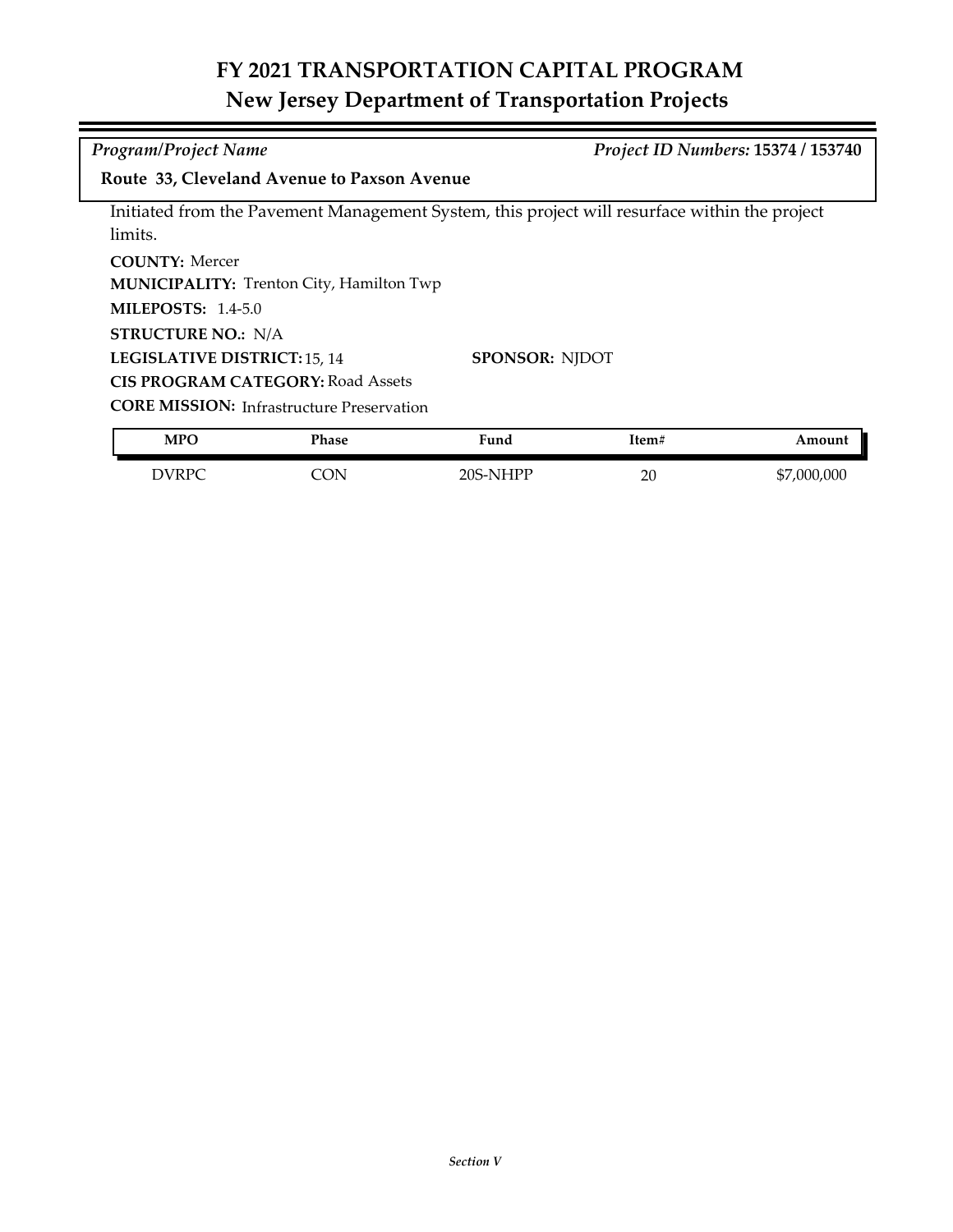# FY 2021 TRANSPORTATION CAPITAL PROGRAM
## New Jersey Department of Transportation Projects

*Program/Project Name* *Project ID Numbers:* **15374 / 153740**

**Route 33, Cleveland Avenue to Paxson Avenue**

Initiated from the Pavement Management System, this project will resurface within the project limits.

**COUNTY:** Mercer
**MUNICIPALITY:** Trenton City, Hamilton Twp
**MILEPOSTS:** 1.4-5.0
**STRUCTURE NO.:** N/A
**LEGISLATIVE DISTRICT:** 15, 14 **SPONSOR:** NJDOT
**CIS PROGRAM CATEGORY:** Road Assets
**CORE MISSION:** Infrastructure Preservation

| MPO | Phase | Fund | Item# | Amount |
|---|---|---|---|---|
| DVRPC | CON | 20S-NHPP | 20 | $7,000,000 |

*Section V*